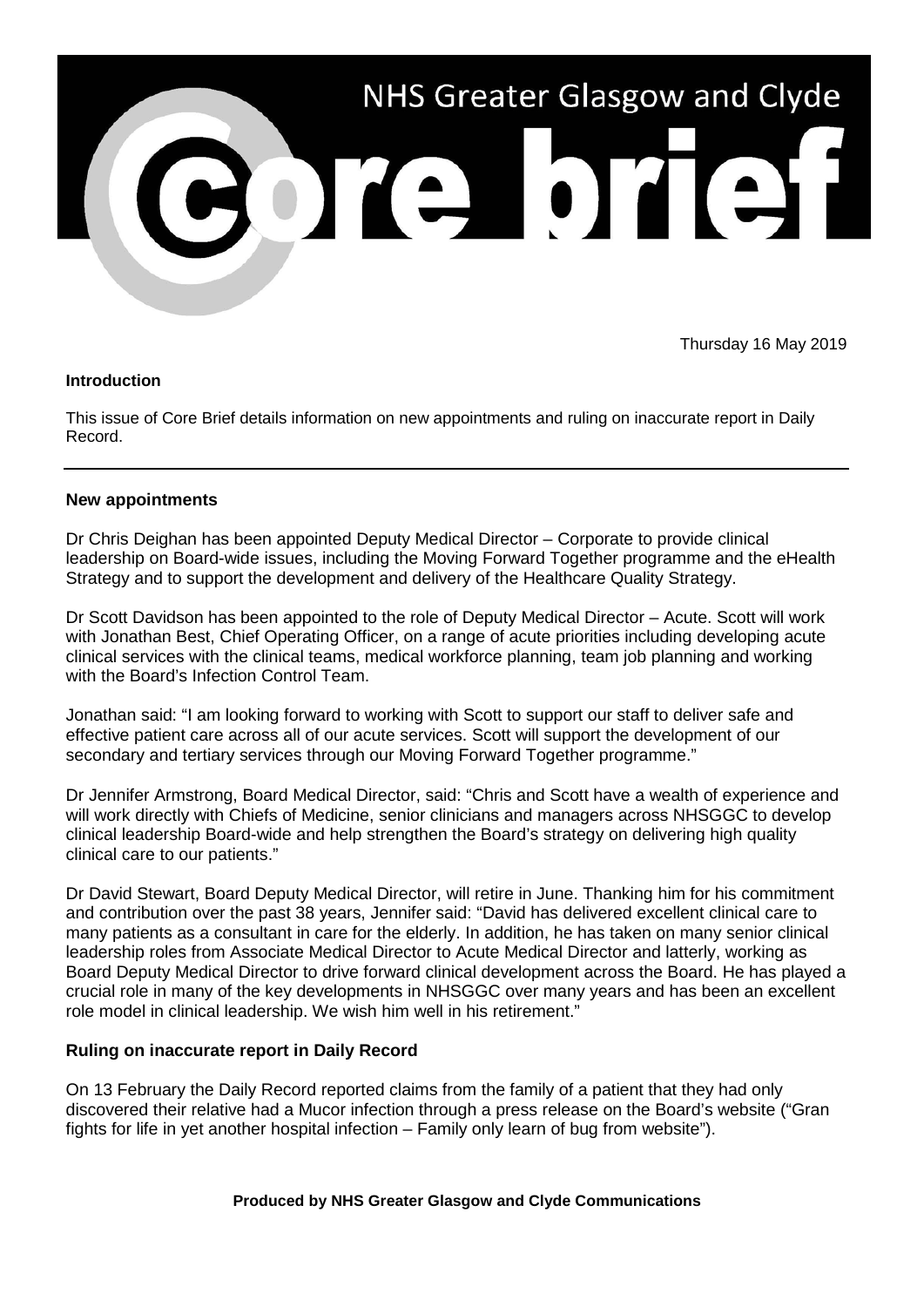# NHS Greater Glasgow and Clyde Core brief

Thursday 16 May 2019

**Introduction**

This issue of Core Brief details information on new appointments and ruling on inaccurate report in Daily Record.

---

**New appointments**

Dr Chris Deighan has been appointed Deputy Medical Director – Corporate to provide clinical leadership on Board-wide issues, including the Moving Forward Together programme and the eHealth Strategy and to support the development and delivery of the Healthcare Quality Strategy.

Dr Scott Davidson has been appointed to the role of Deputy Medical Director – Acute. Scott will work with Jonathan Best, Chief Operating Officer, on a range of acute priorities including developing acute clinical services with the clinical teams, medical workforce planning, team job planning and working with the Board's Infection Control Team.

Jonathan said: "I am looking forward to working with Scott to support our staff to deliver safe and effective patient care across all of our acute services. Scott will support the development of our secondary and tertiary services through our Moving Forward Together programme."

Dr Jennifer Armstrong, Board Medical Director, said: "Chris and Scott have a wealth of experience and will work directly with Chiefs of Medicine, senior clinicians and managers across NHSGGC to develop clinical leadership Board-wide and help strengthen the Board's strategy on delivering high quality clinical care to our patients."

Dr David Stewart, Board Deputy Medical Director, will retire in June. Thanking him for his commitment and contribution over the past 38 years, Jennifer said: "David has delivered excellent clinical care to many patients as a consultant in care for the elderly. In addition, he has taken on many senior clinical leadership roles from Associate Medical Director to Acute Medical Director and latterly, working as Board Deputy Medical Director to drive forward clinical development across the Board. He has played a crucial role in many of the key developments in NHSGGC over many years and has been an excellent role model in clinical leadership. We wish him well in his retirement."

**Ruling on inaccurate report in Daily Record**

On 13 February the Daily Record reported claims from the family of a patient that they had only discovered their relative had a Mucor infection through a press release on the Board's website ("Gran fights for life in yet another hospital infection – Family only learn of bug from website").

**Produced by NHS Greater Glasgow and Clyde Communications**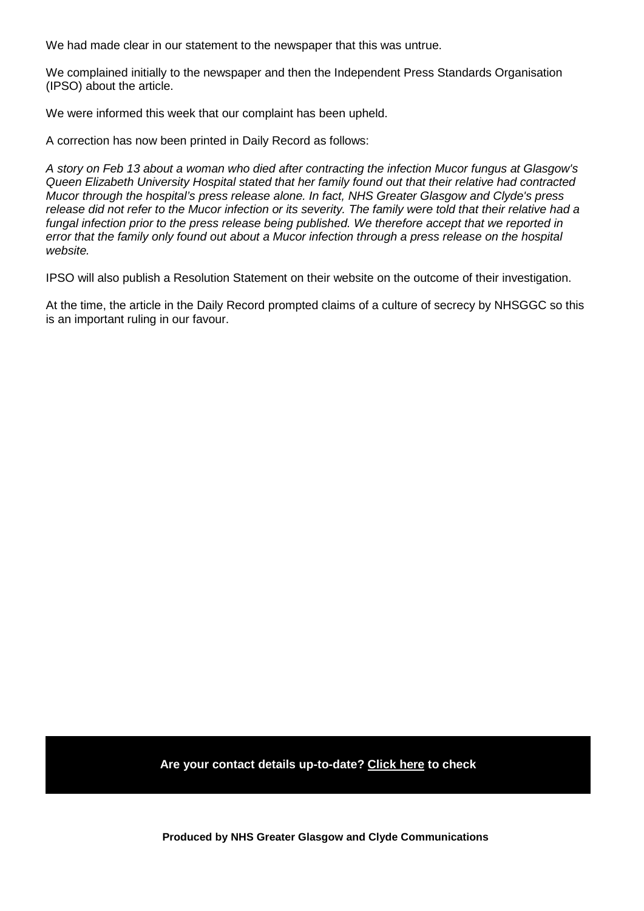We had made clear in our statement to the newspaper that this was untrue.

We complained initially to the newspaper and then the Independent Press Standards Organisation (IPSO) about the article.

We were informed this week that our complaint has been upheld.

A correction has now been printed in Daily Record as follows:

*A story on Feb 13 about a woman who died after contracting the infection Mucor fungus at Glasgow's Queen Elizabeth University Hospital stated that her family found out that their relative had contracted Mucor through the hospital's press release alone. In fact, NHS Greater Glasgow and Clyde's press release did not refer to the Mucor infection or its severity. The family were told that their relative had a fungal infection prior to the press release being published. We therefore accept that we reported in error that the family only found out about a Mucor infection through a press release on the hospital website.*

IPSO will also publish a Resolution Statement on their website on the outcome of their investigation.

At the time, the article in the Daily Record prompted claims of a culture of secrecy by NHSGGC so this is an important ruling in our favour.

**Are your contact details up-to-date? Click here to check**

**Produced by NHS Greater Glasgow and Clyde Communications**